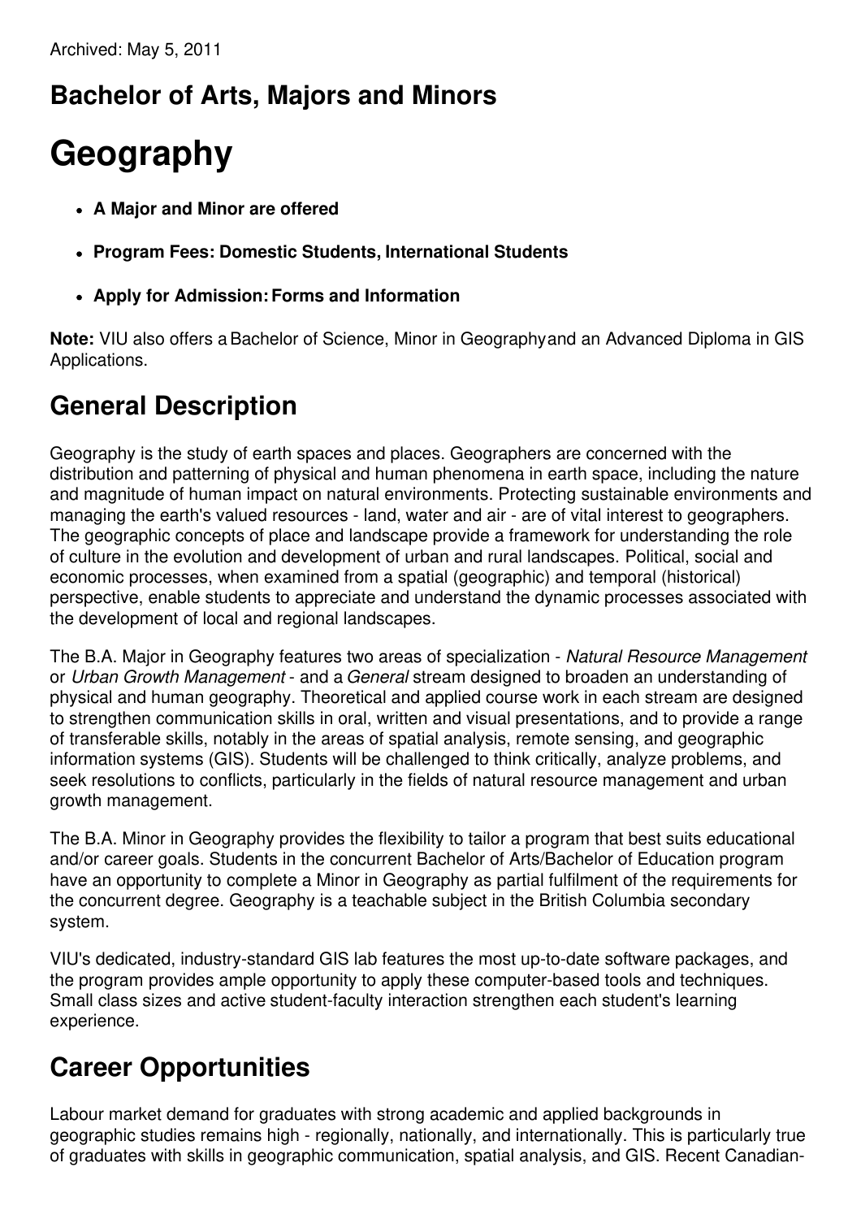Archived: May 5, 2011

## Bachelor of Arts, Majors and Minors

# Geography

- **A Major and Minor are offered**
- **Program Fees: Domestic Students, International Students**
- **Apply for Admission: Forms and Information**

**Note:** VIU also offers a Bachelor of Science, Minor in Geography and an Advanced Diploma in GIS Applications.

## General Description

Geography is the study of earth spaces and places. Geographers are concerned with the distribution and patterning of physical and human phenomena in earth space, including the nature and magnitude of human impact on natural environments. Protecting sustainable environments and managing the earth's valued resources - land, water and air - are of vital interest to geographers. The geographic concepts of place and landscape provide a framework for understanding the role of culture in the evolution and development of urban and rural landscapes. Political, social and economic processes, when examined from a spatial (geographic) and temporal (historical) perspective, enable students to appreciate and understand the dynamic processes associated with the development of local and regional landscapes.

The B.A. Major in Geography features two areas of specialization - *Natural Resource Management* or *Urban Growth Management* - and a *General* stream designed to broaden an understanding of physical and human geography. Theoretical and applied course work in each stream are designed to strengthen communication skills in oral, written and visual presentations, and to provide a range of transferable skills, notably in the areas of spatial analysis, remote sensing, and geographic information systems (GIS). Students will be challenged to think critically, analyze problems, and seek resolutions to conflicts, particularly in the fields of natural resource management and urban growth management.

The B.A. Minor in Geography provides the flexibility to tailor a program that best suits educational and/or career goals. Students in the concurrent Bachelor of Arts/Bachelor of Education program have an opportunity to complete a Minor in Geography as partial fulfilment of the requirements for the concurrent degree. Geography is a teachable subject in the British Columbia secondary system.

VIU's dedicated, industry-standard GIS lab features the most up-to-date software packages, and the program provides ample opportunity to apply these computer-based tools and techniques. Small class sizes and active student-faculty interaction strengthen each student's learning experience.

## Career Opportunities

Labour market demand for graduates with strong academic and applied backgrounds in geographic studies remains high - regionally, nationally, and internationally. This is particularly true of graduates with skills in geographic communication, spatial analysis, and GIS. Recent Canadian-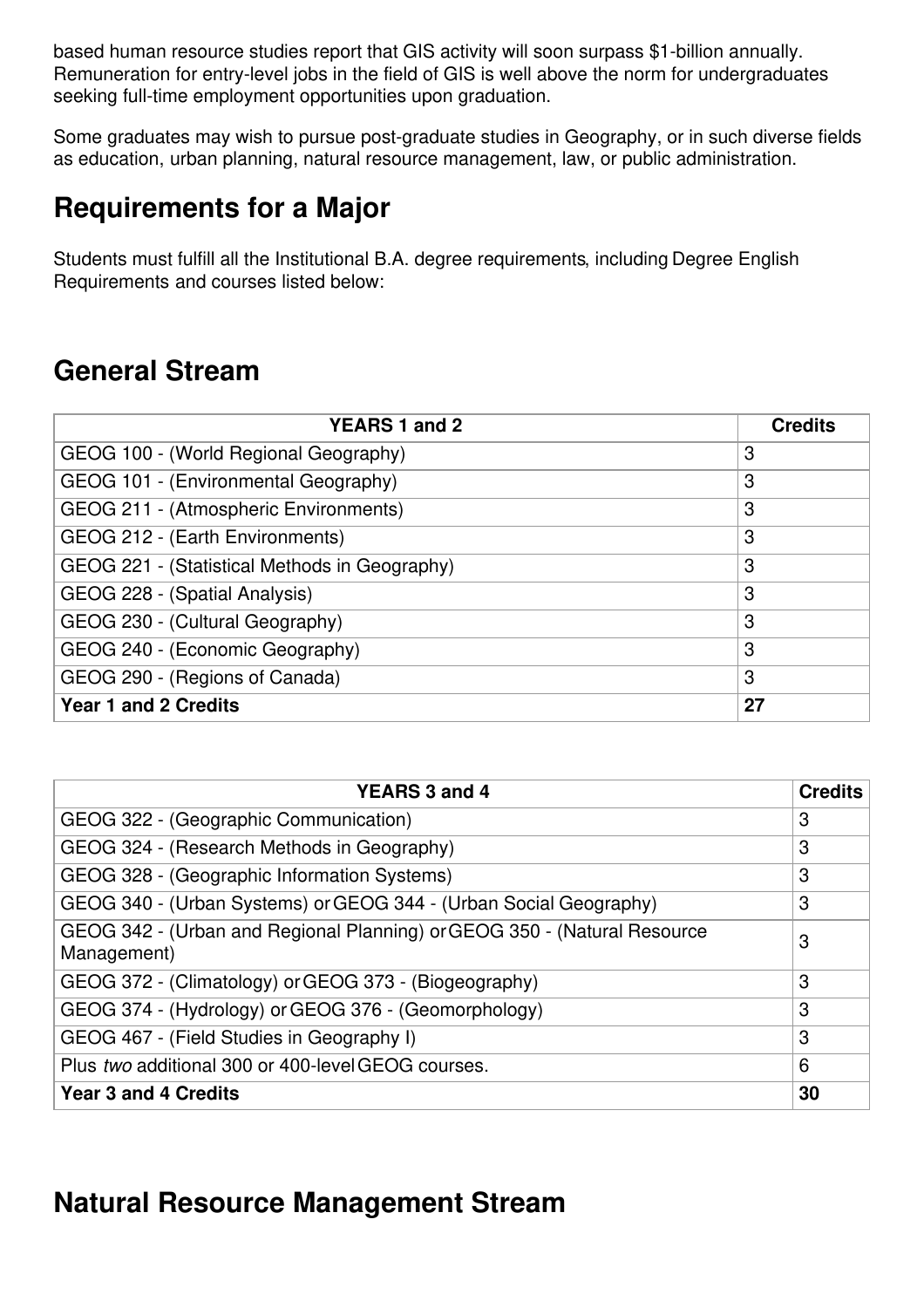based human resource studies report that GIS activity will soon surpass $1-billion annually. Remuneration for entry-level jobs in the field of GIS is well above the norm for undergraduates seeking full-time employment opportunities upon graduation.

Some graduates may wish to pursue post-graduate studies in Geography, or in such diverse fields as education, urban planning, natural resource management, law, or public administration.

## Requirements for a Major

Students must fulfill all the Institutional B.A. degree requirements, including Degree English Requirements and courses listed below:

## General Stream

| YEARS 1 and 2 | Credits |
|---|---|
| GEOG 100 - (World Regional Geography) | 3 |
| GEOG 101 - (Environmental Geography) | 3 |
| GEOG 211 - (Atmospheric Environments) | 3 |
| GEOG 212 - (Earth Environments) | 3 |
| GEOG 221 - (Statistical Methods in Geography) | 3 |
| GEOG 228 - (Spatial Analysis) | 3 |
| GEOG 230 - (Cultural Geography) | 3 |
| GEOG 240 - (Economic Geography) | 3 |
| GEOG 290 - (Regions of Canada) | 3 |
| **Year 1 and 2 Credits** | **27** |

| YEARS 3 and 4 | Credits |
|---|---|
| GEOG 322 - (Geographic Communication) | 3 |
| GEOG 324 - (Research Methods in Geography) | 3 |
| GEOG 328 - (Geographic Information Systems) | 3 |
| GEOG 340 - (Urban Systems) or GEOG 344 - (Urban Social Geography) | 3 |
| GEOG 342 - (Urban and Regional Planning) or GEOG 350 - (Natural Resource Management) | 3 |
| GEOG 372 - (Climatology) or GEOG 373 - (Biogeography) | 3 |
| GEOG 374 - (Hydrology) or GEOG 376 - (Geomorphology) | 3 |
| GEOG 467 - (Field Studies in Geography I) | 3 |
| Plus *two* additional 300 or 400-level GEOG courses. | 6 |
| **Year 3 and 4 Credits** | **30** |

## Natural Resource Management Stream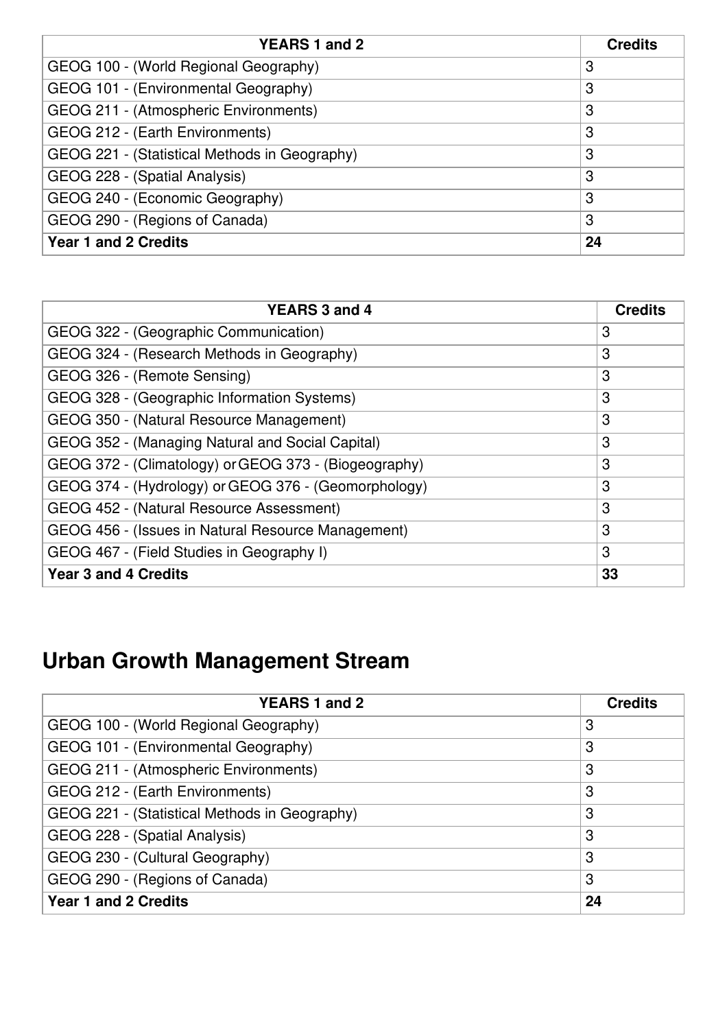| YEARS 1 and 2 | Credits |
|---|---|
| GEOG 100 - (World Regional Geography) | 3 |
| GEOG 101 - (Environmental Geography) | 3 |
| GEOG 211 - (Atmospheric Environments) | 3 |
| GEOG 212 - (Earth Environments) | 3 |
| GEOG 221 - (Statistical Methods in Geography) | 3 |
| GEOG 228 - (Spatial Analysis) | 3 |
| GEOG 240 - (Economic Geography) | 3 |
| GEOG 290 - (Regions of Canada) | 3 |
| **Year 1 and 2 Credits** | **24** |

| YEARS 3 and 4 | Credits |
|---|---|
| GEOG 322 - (Geographic Communication) | 3 |
| GEOG 324 - (Research Methods in Geography) | 3 |
| GEOG 326 - (Remote Sensing) | 3 |
| GEOG 328 - (Geographic Information Systems) | 3 |
| GEOG 350 - (Natural Resource Management) | 3 |
| GEOG 352 - (Managing Natural and Social Capital) | 3 |
| GEOG 372 - (Climatology) or GEOG 373 - (Biogeography) | 3 |
| GEOG 374 - (Hydrology) or GEOG 376 - (Geomorphology) | 3 |
| GEOG 452 - (Natural Resource Assessment) | 3 |
| GEOG 456 - (Issues in Natural Resource Management) | 3 |
| GEOG 467 - (Field Studies in Geography I) | 3 |
| **Year 3 and 4 Credits** | **33** |

## Urban Growth Management Stream

| YEARS 1 and 2 | Credits |
|---|---|
| GEOG 100 - (World Regional Geography) | 3 |
| GEOG 101 - (Environmental Geography) | 3 |
| GEOG 211 - (Atmospheric Environments) | 3 |
| GEOG 212 - (Earth Environments) | 3 |
| GEOG 221 - (Statistical Methods in Geography) | 3 |
| GEOG 228 - (Spatial Analysis) | 3 |
| GEOG 230 - (Cultural Geography) | 3 |
| GEOG 290 - (Regions of Canada) | 3 |
| **Year 1 and 2 Credits** | **24** |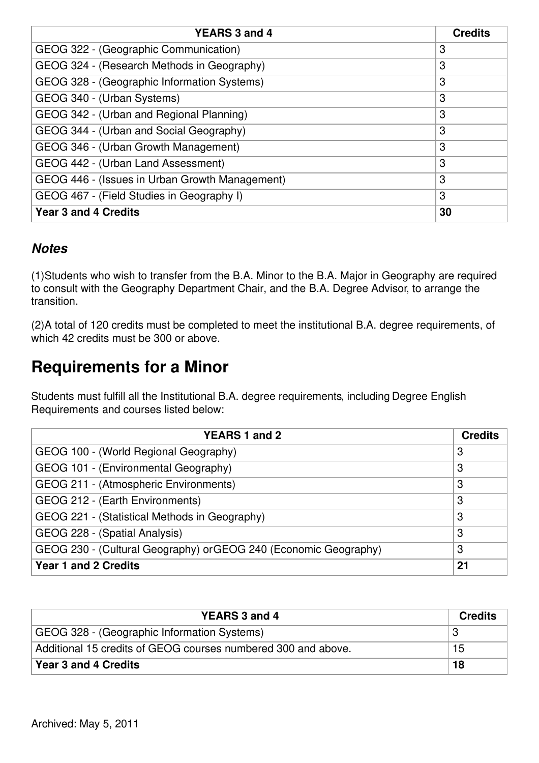| YEARS 3 and 4 | Credits |
| --- | --- |
| GEOG 322 - (Geographic Communication) | 3 |
| GEOG 324 - (Research Methods in Geography) | 3 |
| GEOG 328 - (Geographic Information Systems) | 3 |
| GEOG 340 - (Urban Systems) | 3 |
| GEOG 342 - (Urban and Regional Planning) | 3 |
| GEOG 344 - (Urban and Social Geography) | 3 |
| GEOG 346 - (Urban Growth Management) | 3 |
| GEOG 442 - (Urban Land Assessment) | 3 |
| GEOG 446 - (Issues in Urban Growth Management) | 3 |
| GEOG 467 - (Field Studies in Geography I) | 3 |
| **Year 3 and 4 Credits** | **30** |

### *Notes*

(1)Students who wish to transfer from the B.A. Minor to the B.A. Major in Geography are required to consult with the Geography Department Chair, and the B.A. Degree Advisor, to arrange the transition.

(2)A total of 120 credits must be completed to meet the institutional B.A. degree requirements, of which 42 credits must be 300 or above.

## Requirements for a Minor

Students must fulfill all the Institutional B.A. degree requirements, including Degree English Requirements and courses listed below:

| YEARS 1 and 2 | Credits |
| --- | --- |
| GEOG 100 - (World Regional Geography) | 3 |
| GEOG 101 - (Environmental Geography) | 3 |
| GEOG 211 - (Atmospheric Environments) | 3 |
| GEOG 212 - (Earth Environments) | 3 |
| GEOG 221 - (Statistical Methods in Geography) | 3 |
| GEOG 228 - (Spatial Analysis) | 3 |
| GEOG 230 - (Cultural Geography) orGEOG 240 (Economic Geography) | 3 |
| **Year 1 and 2 Credits** | **21** |

| YEARS 3 and 4 | Credits |
| --- | --- |
| GEOG 328 - (Geographic Information Systems) | 3 |
| Additional 15 credits of GEOG courses numbered 300 and above. | 15 |
| **Year 3 and 4 Credits** | **18** |

Archived: May 5, 2011